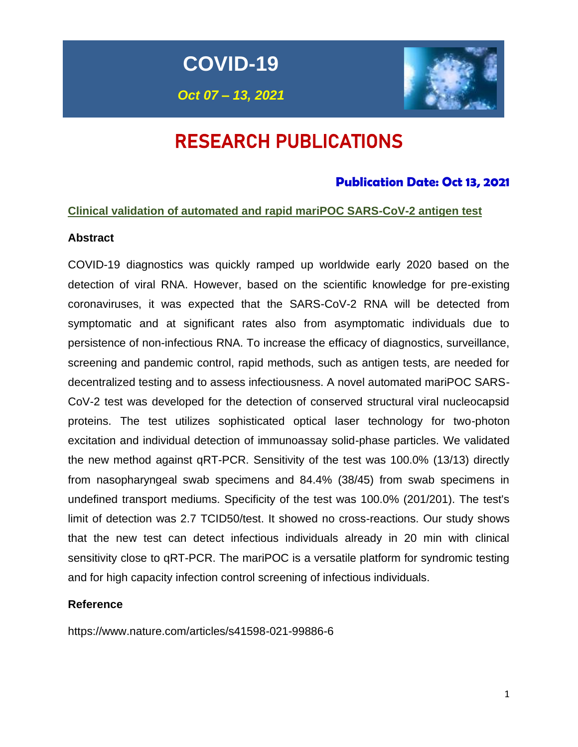# COVID-19

***Oct 07 – 13, 2021***

# RESEARCH PUBLICATIONS

**Publication Date: Oct 13, 2021**

## Clinical validation of automated and rapid mariPOC SARS-CoV-2 antigen test

### Abstract

COVID-19 diagnostics was quickly ramped up worldwide early 2020 based on the detection of viral RNA. However, based on the scientific knowledge for pre-existing coronaviruses, it was expected that the SARS-CoV-2 RNA will be detected from symptomatic and at significant rates also from asymptomatic individuals due to persistence of non-infectious RNA. To increase the efficacy of diagnostics, surveillance, screening and pandemic control, rapid methods, such as antigen tests, are needed for decentralized testing and to assess infectiousness. A novel automated mariPOC SARS-CoV-2 test was developed for the detection of conserved structural viral nucleocapsid proteins. The test utilizes sophisticated optical laser technology for two-photon excitation and individual detection of immunoassay solid-phase particles. We validated the new method against qRT-PCR. Sensitivity of the test was 100.0% (13/13) directly from nasopharyngeal swab specimens and 84.4% (38/45) from swab specimens in undefined transport mediums. Specificity of the test was 100.0% (201/201). The test's limit of detection was 2.7 TCID50/test. It showed no cross-reactions. Our study shows that the new test can detect infectious individuals already in 20 min with clinical sensitivity close to qRT-PCR. The mariPOC is a versatile platform for syndromic testing and for high capacity infection control screening of infectious individuals.

### Reference

https://www.nature.com/articles/s41598-021-99886-6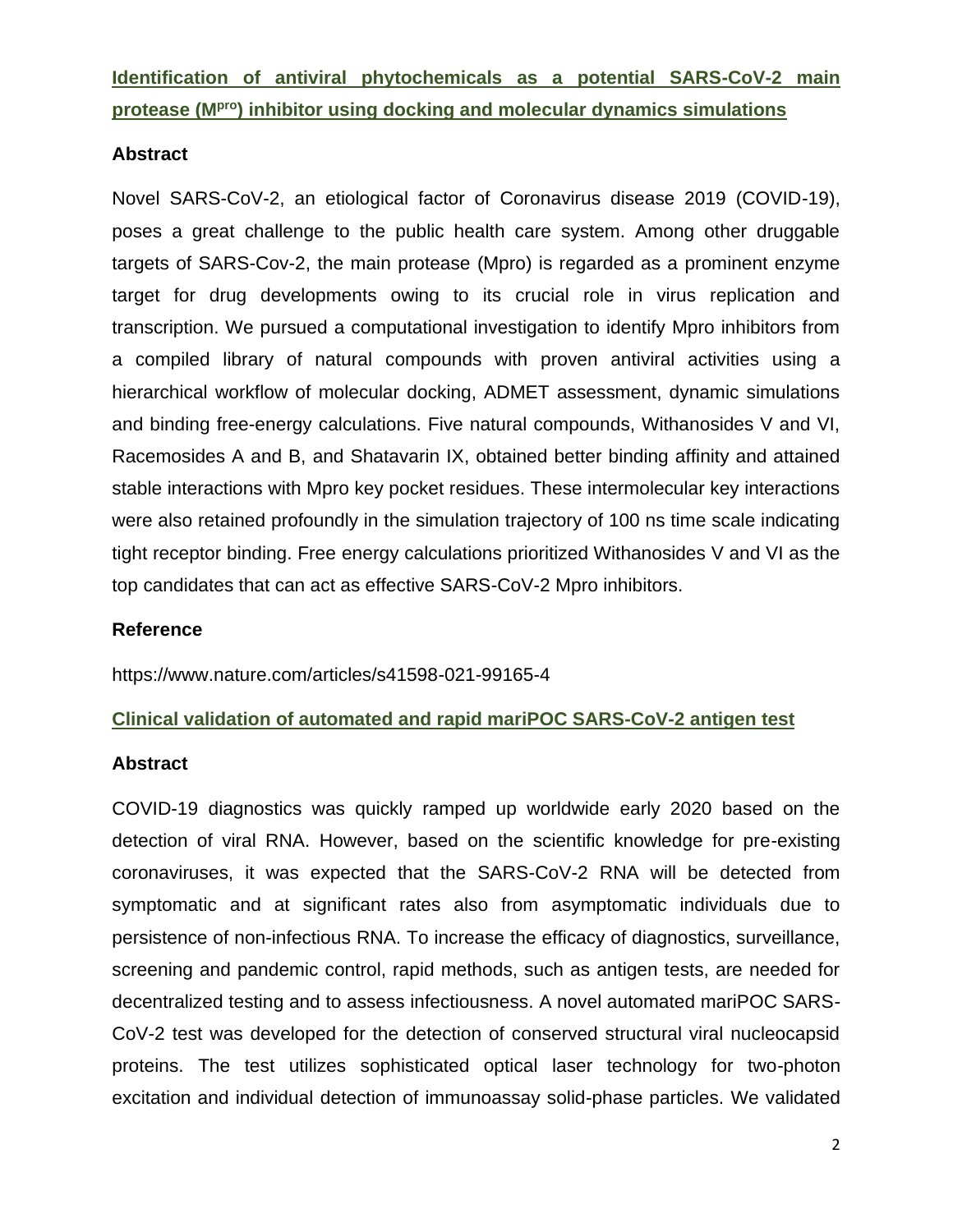## Identification of antiviral phytochemicals as a potential SARS-CoV-2 main protease ($M^{pro}$) inhibitor using docking and molecular dynamics simulations

### Abstract

Novel SARS-CoV-2, an etiological factor of Coronavirus disease 2019 (COVID-19), poses a great challenge to the public health care system. Among other druggable targets of SARS-Cov-2, the main protease (Mpro) is regarded as a prominent enzyme target for drug developments owing to its crucial role in virus replication and transcription. We pursued a computational investigation to identify Mpro inhibitors from a compiled library of natural compounds with proven antiviral activities using a hierarchical workflow of molecular docking, ADMET assessment, dynamic simulations and binding free-energy calculations. Five natural compounds, Withanosides V and VI, Racemosides A and B, and Shatavarin IX, obtained better binding affinity and attained stable interactions with Mpro key pocket residues. These intermolecular key interactions were also retained profoundly in the simulation trajectory of 100 ns time scale indicating tight receptor binding. Free energy calculations prioritized Withanosides V and VI as the top candidates that can act as effective SARS-CoV-2 Mpro inhibitors.

### Reference

https://www.nature.com/articles/s41598-021-99165-4

## Clinical validation of automated and rapid mariPOC SARS-CoV-2 antigen test

### Abstract

COVID-19 diagnostics was quickly ramped up worldwide early 2020 based on the detection of viral RNA. However, based on the scientific knowledge for pre-existing coronaviruses, it was expected that the SARS-CoV-2 RNA will be detected from symptomatic and at significant rates also from asymptomatic individuals due to persistence of non-infectious RNA. To increase the efficacy of diagnostics, surveillance, screening and pandemic control, rapid methods, such as antigen tests, are needed for decentralized testing and to assess infectiousness. A novel automated mariPOC SARS-CoV-2 test was developed for the detection of conserved structural viral nucleocapsid proteins. The test utilizes sophisticated optical laser technology for two-photon excitation and individual detection of immunoassay solid-phase particles. We validated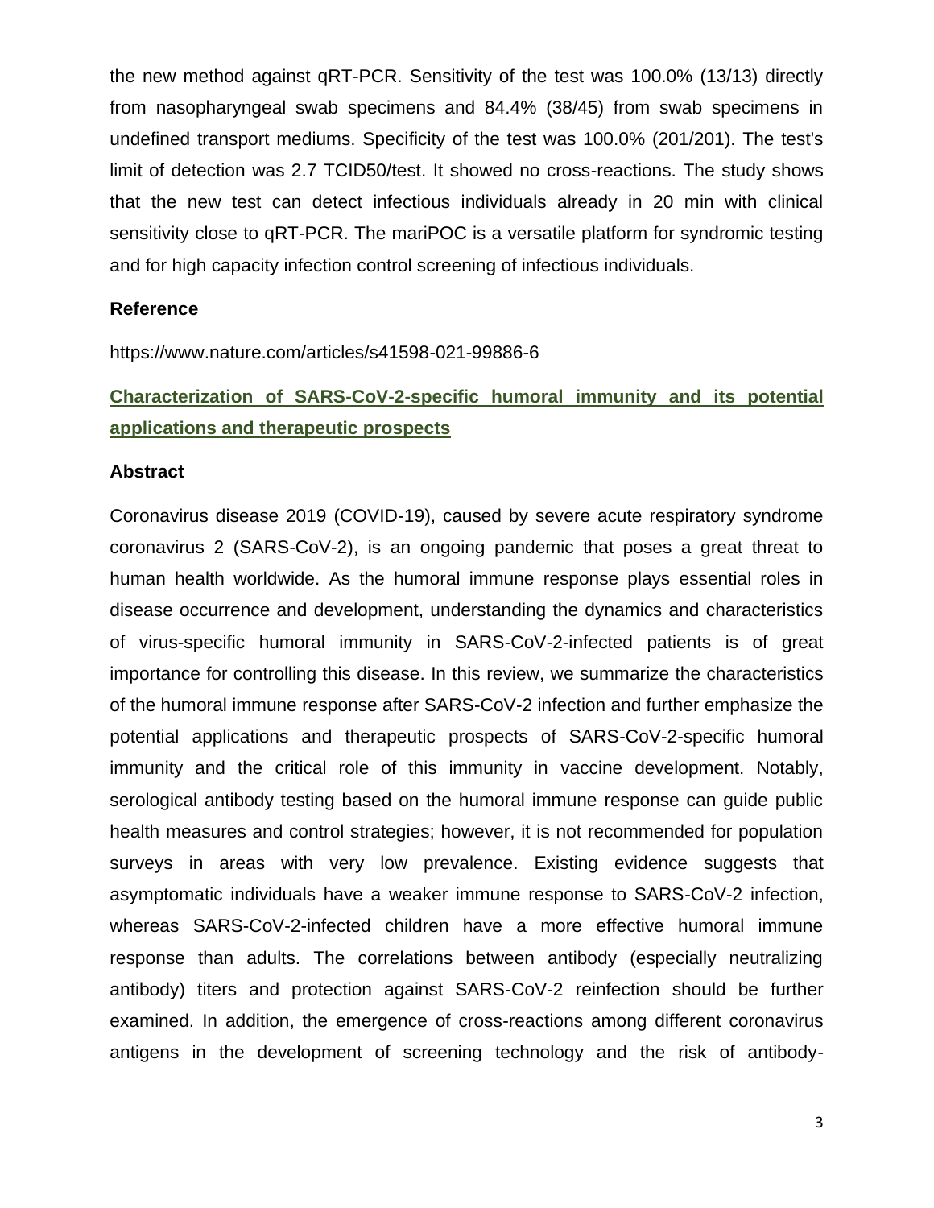the new method against qRT-PCR. Sensitivity of the test was 100.0% (13/13) directly from nasopharyngeal swab specimens and 84.4% (38/45) from swab specimens in undefined transport mediums. Specificity of the test was 100.0% (201/201). The test's limit of detection was 2.7 TCID50/test. It showed no cross-reactions. The study shows that the new test can detect infectious individuals already in 20 min with clinical sensitivity close to qRT-PCR. The mariPOC is a versatile platform for syndromic testing and for high capacity infection control screening of infectious individuals.

**Reference**

https://www.nature.com/articles/s41598-021-99886-6

## Characterization of SARS-CoV-2-specific humoral immunity and its potential applications and therapeutic prospects

**Abstract**

Coronavirus disease 2019 (COVID-19), caused by severe acute respiratory syndrome coronavirus 2 (SARS-CoV-2), is an ongoing pandemic that poses a great threat to human health worldwide. As the humoral immune response plays essential roles in disease occurrence and development, understanding the dynamics and characteristics of virus-specific humoral immunity in SARS-CoV-2-infected patients is of great importance for controlling this disease. In this review, we summarize the characteristics of the humoral immune response after SARS-CoV-2 infection and further emphasize the potential applications and therapeutic prospects of SARS-CoV-2-specific humoral immunity and the critical role of this immunity in vaccine development. Notably, serological antibody testing based on the humoral immune response can guide public health measures and control strategies; however, it is not recommended for population surveys in areas with very low prevalence. Existing evidence suggests that asymptomatic individuals have a weaker immune response to SARS-CoV-2 infection, whereas SARS-CoV-2-infected children have a more effective humoral immune response than adults. The correlations between antibody (especially neutralizing antibody) titers and protection against SARS-CoV-2 reinfection should be further examined. In addition, the emergence of cross-reactions among different coronavirus antigens in the development of screening technology and the risk of antibody-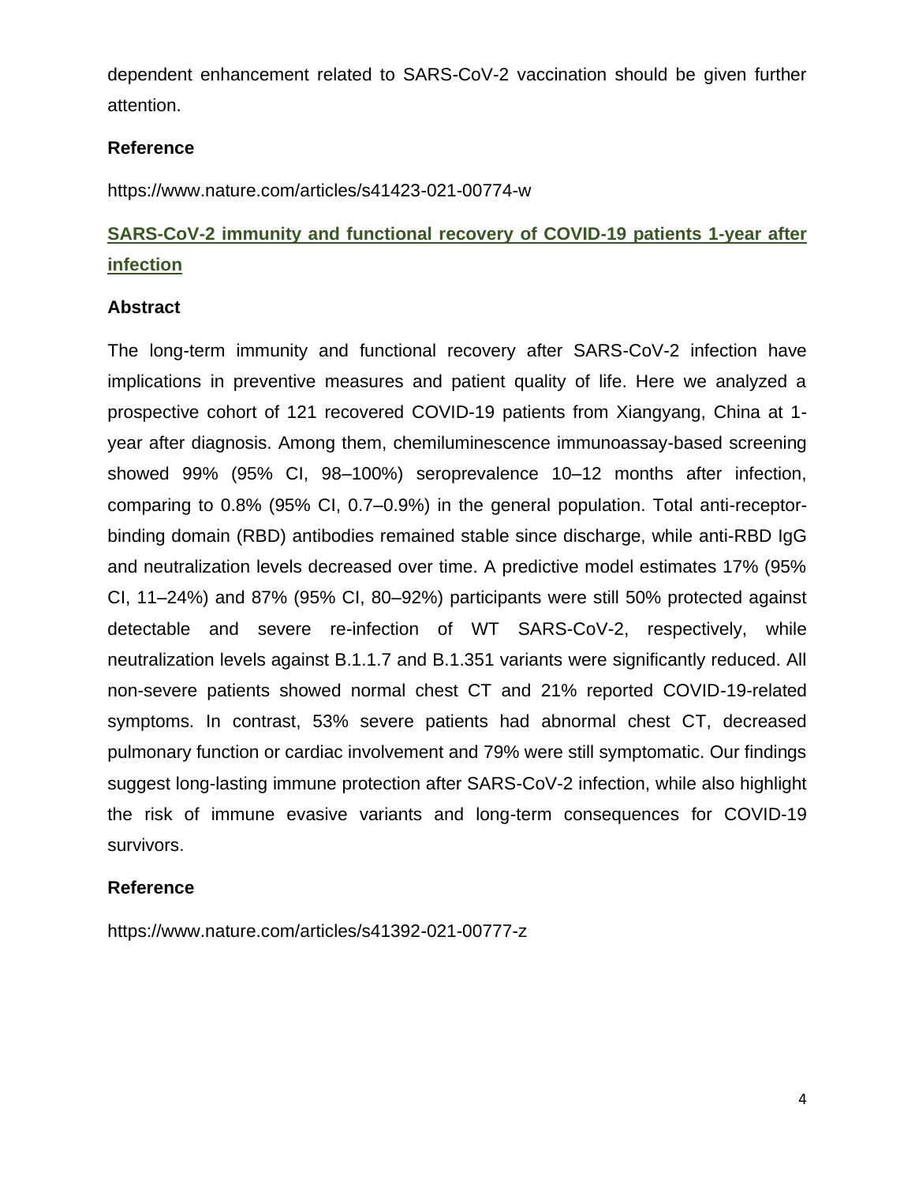dependent enhancement related to SARS-CoV-2 vaccination should be given further attention.

**Reference**

https://www.nature.com/articles/s41423-021-00774-w

## SARS-CoV-2 immunity and functional recovery of COVID-19 patients 1-year after infection

**Abstract**

The long-term immunity and functional recovery after SARS-CoV-2 infection have implications in preventive measures and patient quality of life. Here we analyzed a prospective cohort of 121 recovered COVID-19 patients from Xiangyang, China at 1-year after diagnosis. Among them, chemiluminescence immunoassay-based screening showed 99% (95% CI, 98–100%) seroprevalence 10–12 months after infection, comparing to 0.8% (95% CI, 0.7–0.9%) in the general population. Total anti-receptor-binding domain (RBD) antibodies remained stable since discharge, while anti-RBD IgG and neutralization levels decreased over time. A predictive model estimates 17% (95% CI, 11–24%) and 87% (95% CI, 80–92%) participants were still 50% protected against detectable and severe re-infection of WT SARS-CoV-2, respectively, while neutralization levels against B.1.1.7 and B.1.351 variants were significantly reduced. All non-severe patients showed normal chest CT and 21% reported COVID-19-related symptoms. In contrast, 53% severe patients had abnormal chest CT, decreased pulmonary function or cardiac involvement and 79% were still symptomatic. Our findings suggest long-lasting immune protection after SARS-CoV-2 infection, while also highlight the risk of immune evasive variants and long-term consequences for COVID-19 survivors.

**Reference**

https://www.nature.com/articles/s41392-021-00777-z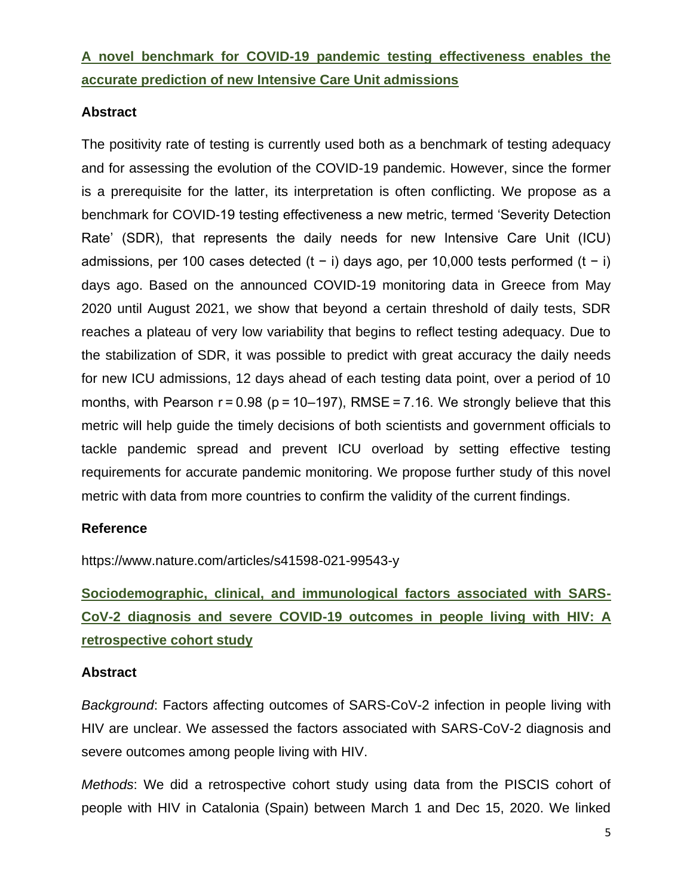## A novel benchmark for COVID-19 pandemic testing effectiveness enables the accurate prediction of new Intensive Care Unit admissions

### Abstract

The positivity rate of testing is currently used both as a benchmark of testing adequacy and for assessing the evolution of the COVID-19 pandemic. However, since the former is a prerequisite for the latter, its interpretation is often conflicting. We propose as a benchmark for COVID-19 testing effectiveness a new metric, termed 'Severity Detection Rate' (SDR), that represents the daily needs for new Intensive Care Unit (ICU) admissions, per 100 cases detected $(t - i)$ days ago, per 10,000 tests performed $(t - i)$ days ago. Based on the announced COVID-19 monitoring data in Greece from May 2020 until August 2021, we show that beyond a certain threshold of daily tests, SDR reaches a plateau of very low variability that begins to reflect testing adequacy. Due to the stabilization of SDR, it was possible to predict with great accuracy the daily needs for new ICU admissions, 12 days ahead of each testing data point, over a period of 10 months, with Pearson $r = 0.98$ ($p = 10$–$197$), RMSE = 7.16. We strongly believe that this metric will help guide the timely decisions of both scientists and government officials to tackle pandemic spread and prevent ICU overload by setting effective testing requirements for accurate pandemic monitoring. We propose further study of this novel metric with data from more countries to confirm the validity of the current findings.

### Reference

https://www.nature.com/articles/s41598-021-99543-y

## Sociodemographic, clinical, and immunological factors associated with SARS-CoV-2 diagnosis and severe COVID-19 outcomes in people living with HIV: A retrospective cohort study

### Abstract

*Background*: Factors affecting outcomes of SARS-CoV-2 infection in people living with HIV are unclear. We assessed the factors associated with SARS-CoV-2 diagnosis and severe outcomes among people living with HIV.

*Methods*: We did a retrospective cohort study using data from the PISCIS cohort of people with HIV in Catalonia (Spain) between March 1 and Dec 15, 2020. We linked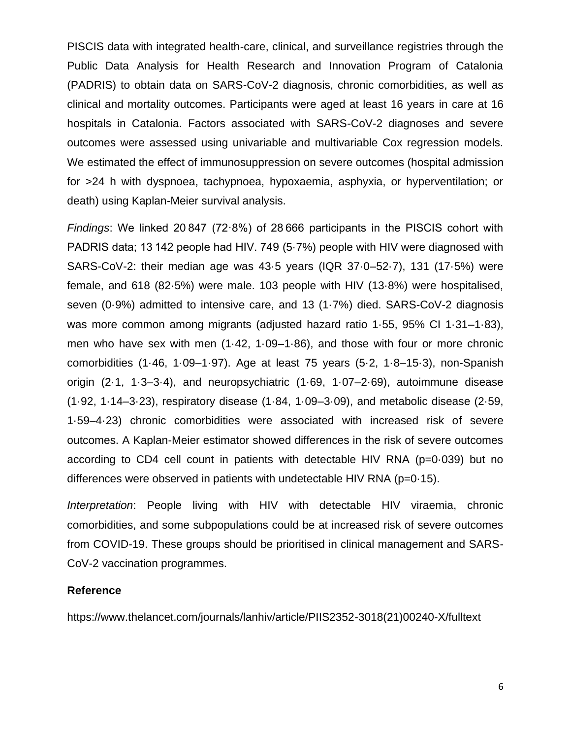PISCIS data with integrated health-care, clinical, and surveillance registries through the Public Data Analysis for Health Research and Innovation Program of Catalonia (PADRIS) to obtain data on SARS-CoV-2 diagnosis, chronic comorbidities, as well as clinical and mortality outcomes. Participants were aged at least 16 years in care at 16 hospitals in Catalonia. Factors associated with SARS-CoV-2 diagnoses and severe outcomes were assessed using univariable and multivariable Cox regression models. We estimated the effect of immunosuppression on severe outcomes (hospital admission for >24 h with dyspnoea, tachypnoea, hypoxaemia, asphyxia, or hyperventilation; or death) using Kaplan-Meier survival analysis.

*Findings*: We linked 20 847 (72·8%) of 28 666 participants in the PISCIS cohort with PADRIS data; 13 142 people had HIV. 749 (5·7%) people with HIV were diagnosed with SARS-CoV-2: their median age was 43·5 years (IQR 37·0–52·7), 131 (17·5%) were female, and 618 (82·5%) were male. 103 people with HIV (13·8%) were hospitalised, seven (0·9%) admitted to intensive care, and 13 (1·7%) died. SARS-CoV-2 diagnosis was more common among migrants (adjusted hazard ratio 1·55, 95% CI 1·31–1·83), men who have sex with men (1·42, 1·09–1·86), and those with four or more chronic comorbidities (1·46, 1·09–1·97). Age at least 75 years (5·2, 1·8–15·3), non-Spanish origin (2·1, 1·3–3·4), and neuropsychiatric (1·69, 1·07–2·69), autoimmune disease (1·92, 1·14–3·23), respiratory disease (1·84, 1·09–3·09), and metabolic disease (2·59, 1·59–4·23) chronic comorbidities were associated with increased risk of severe outcomes. A Kaplan-Meier estimator showed differences in the risk of severe outcomes according to CD4 cell count in patients with detectable HIV RNA (p=0·039) but no differences were observed in patients with undetectable HIV RNA (p=0·15).

*Interpretation*: People living with HIV with detectable HIV viraemia, chronic comorbidities, and some subpopulations could be at increased risk of severe outcomes from COVID-19. These groups should be prioritised in clinical management and SARS-CoV-2 vaccination programmes.

**Reference**

https://www.thelancet.com/journals/lanhiv/article/PIIS2352-3018(21)00240-X/fulltext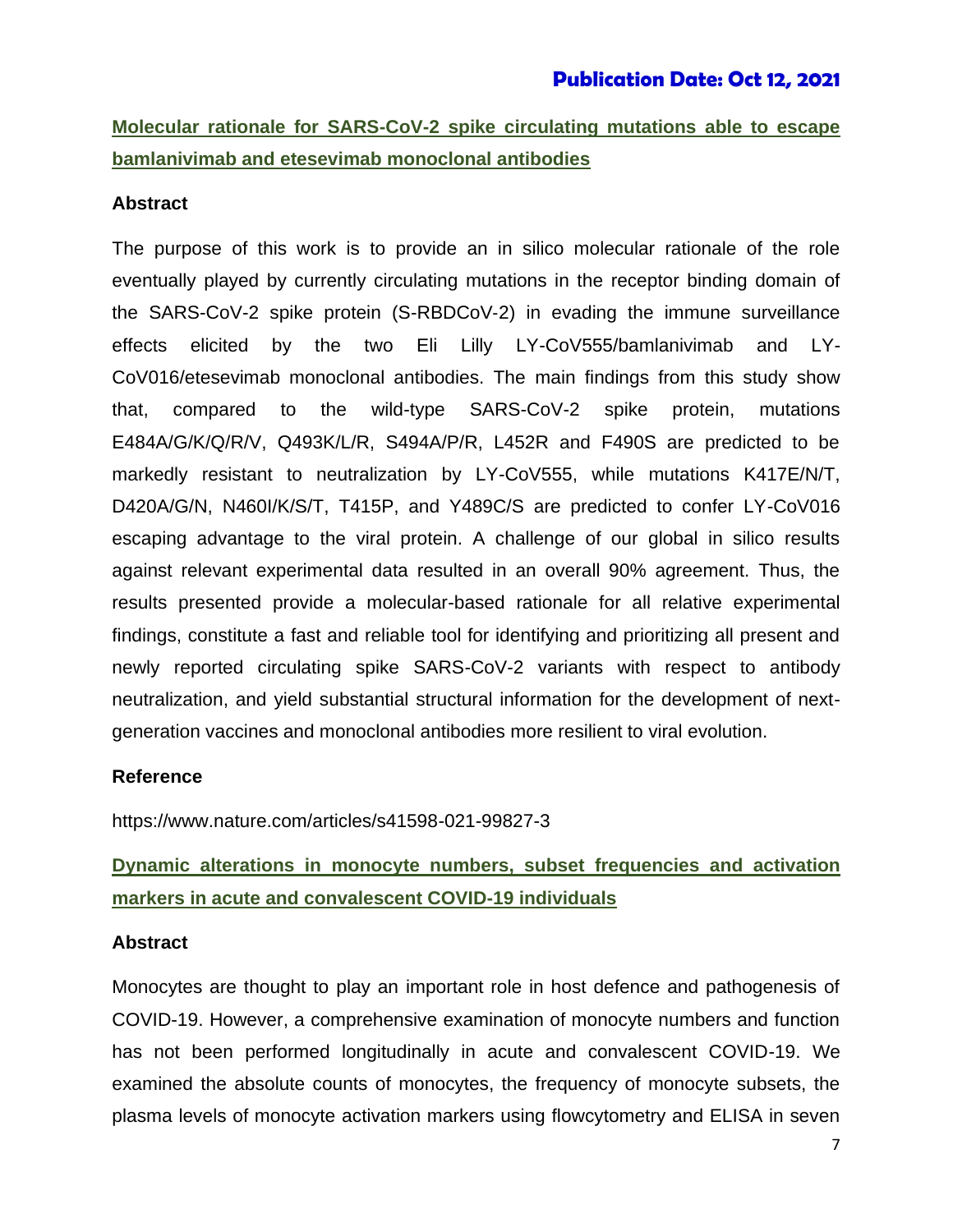**Publication Date: Oct 12, 2021**

## Molecular rationale for SARS-CoV-2 spike circulating mutations able to escape bamlanivimab and etesevimab monoclonal antibodies

### Abstract

The purpose of this work is to provide an in silico molecular rationale of the role eventually played by currently circulating mutations in the receptor binding domain of the SARS-CoV-2 spike protein (S-RBDCoV-2) in evading the immune surveillance effects elicited by the two Eli Lilly LY-CoV555/bamlanivimab and LY-CoV016/etesevimab monoclonal antibodies. The main findings from this study show that, compared to the wild-type SARS-CoV-2 spike protein, mutations E484A/G/K/Q/R/V, Q493K/L/R, S494A/P/R, L452R and F490S are predicted to be markedly resistant to neutralization by LY-CoV555, while mutations K417E/N/T, D420A/G/N, N460I/K/S/T, T415P, and Y489C/S are predicted to confer LY-CoV016 escaping advantage to the viral protein. A challenge of our global in silico results against relevant experimental data resulted in an overall 90% agreement. Thus, the results presented provide a molecular-based rationale for all relative experimental findings, constitute a fast and reliable tool for identifying and prioritizing all present and newly reported circulating spike SARS-CoV-2 variants with respect to antibody neutralization, and yield substantial structural information for the development of next-generation vaccines and monoclonal antibodies more resilient to viral evolution.

### Reference

https://www.nature.com/articles/s41598-021-99827-3

## Dynamic alterations in monocyte numbers, subset frequencies and activation markers in acute and convalescent COVID-19 individuals

### Abstract

Monocytes are thought to play an important role in host defence and pathogenesis of COVID-19. However, a comprehensive examination of monocyte numbers and function has not been performed longitudinally in acute and convalescent COVID-19. We examined the absolute counts of monocytes, the frequency of monocyte subsets, the plasma levels of monocyte activation markers using flowcytometry and ELISA in seven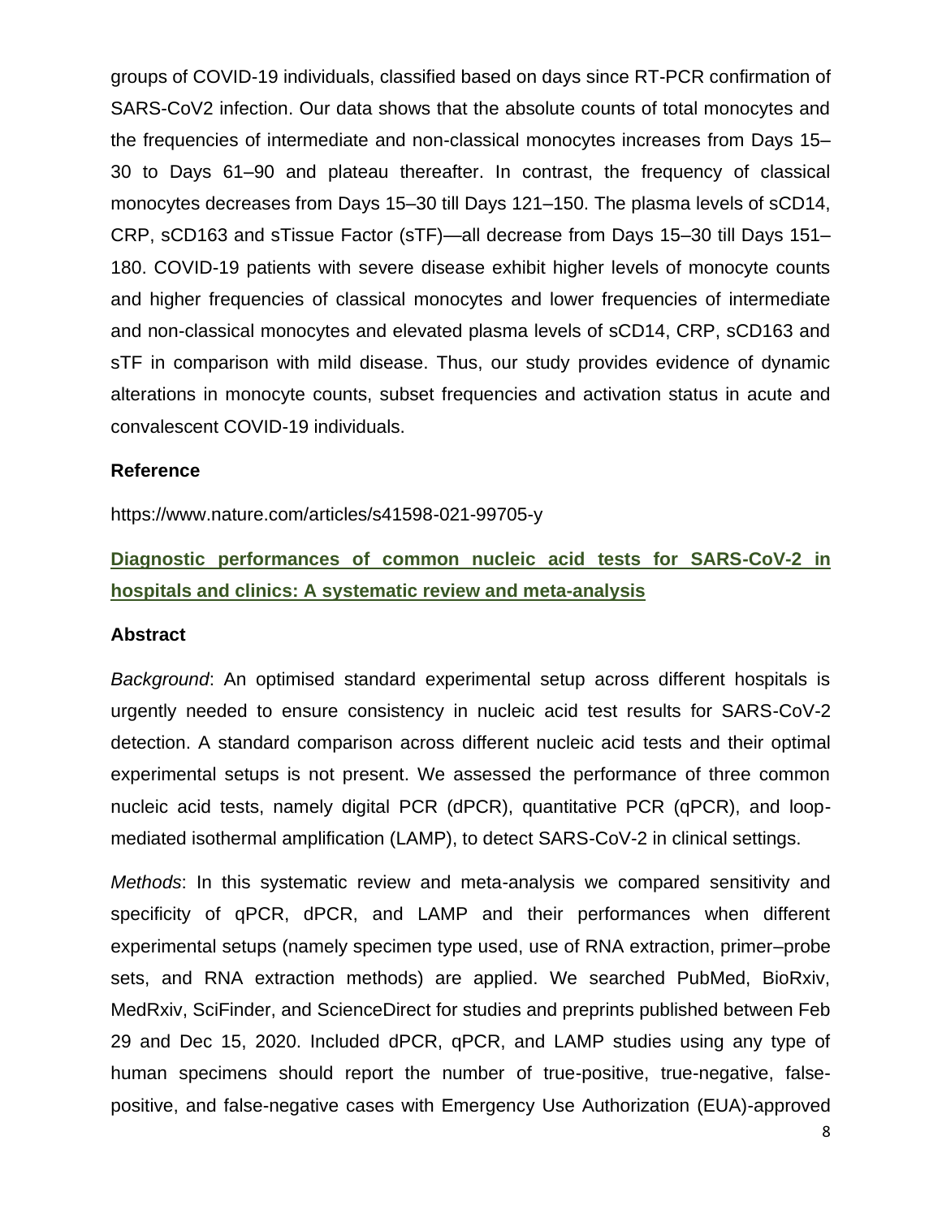groups of COVID-19 individuals, classified based on days since RT-PCR confirmation of SARS-CoV2 infection. Our data shows that the absolute counts of total monocytes and the frequencies of intermediate and non-classical monocytes increases from Days 15–30 to Days 61–90 and plateau thereafter. In contrast, the frequency of classical monocytes decreases from Days 15–30 till Days 121–150. The plasma levels of sCD14, CRP, sCD163 and sTissue Factor (sTF)—all decrease from Days 15–30 till Days 151–180. COVID-19 patients with severe disease exhibit higher levels of monocyte counts and higher frequencies of classical monocytes and lower frequencies of intermediate and non-classical monocytes and elevated plasma levels of sCD14, CRP, sCD163 and sTF in comparison with mild disease. Thus, our study provides evidence of dynamic alterations in monocyte counts, subset frequencies and activation status in acute and convalescent COVID-19 individuals.

**Reference**

https://www.nature.com/articles/s41598-021-99705-y

## Diagnostic performances of common nucleic acid tests for SARS-CoV-2 in hospitals and clinics: A systematic review and meta-analysis

**Abstract**

*Background*: An optimised standard experimental setup across different hospitals is urgently needed to ensure consistency in nucleic acid test results for SARS-CoV-2 detection. A standard comparison across different nucleic acid tests and their optimal experimental setups is not present. We assessed the performance of three common nucleic acid tests, namely digital PCR (dPCR), quantitative PCR (qPCR), and loop-mediated isothermal amplification (LAMP), to detect SARS-CoV-2 in clinical settings.

*Methods*: In this systematic review and meta-analysis we compared sensitivity and specificity of qPCR, dPCR, and LAMP and their performances when different experimental setups (namely specimen type used, use of RNA extraction, primer–probe sets, and RNA extraction methods) are applied. We searched PubMed, BioRxiv, MedRxiv, SciFinder, and ScienceDirect for studies and preprints published between Feb 29 and Dec 15, 2020. Included dPCR, qPCR, and LAMP studies using any type of human specimens should report the number of true-positive, true-negative, false-positive, and false-negative cases with Emergency Use Authorization (EUA)-approved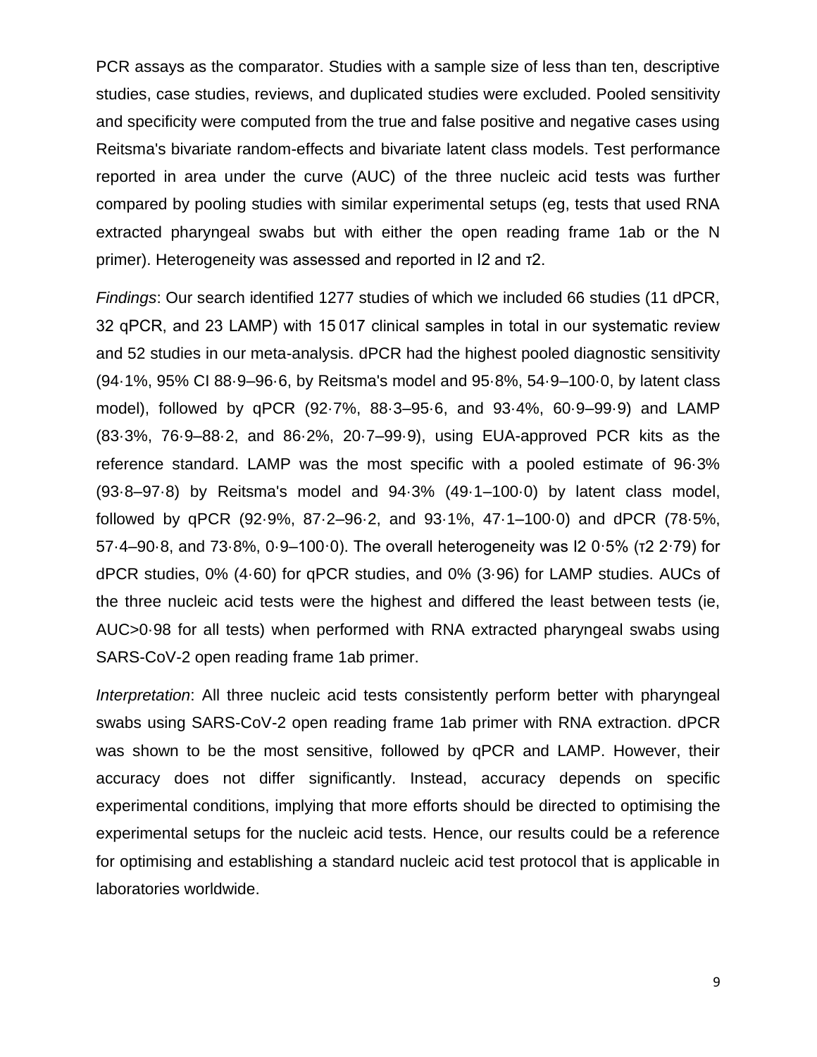PCR assays as the comparator. Studies with a sample size of less than ten, descriptive studies, case studies, reviews, and duplicated studies were excluded. Pooled sensitivity and specificity were computed from the true and false positive and negative cases using Reitsma's bivariate random-effects and bivariate latent class models. Test performance reported in area under the curve (AUC) of the three nucleic acid tests was further compared by pooling studies with similar experimental setups (eg, tests that used RNA extracted pharyngeal swabs but with either the open reading frame 1ab or the N primer). Heterogeneity was assessed and reported in $I^2$ and $\tau^2$.

*Findings*: Our search identified 1277 studies of which we included 66 studies (11 dPCR, 32 qPCR, and 23 LAMP) with 15 017 clinical samples in total in our systematic review and 52 studies in our meta-analysis. dPCR had the highest pooled diagnostic sensitivity (94·1%, 95% CI 88·9–96·6, by Reitsma's model and 95·8%, 54·9–100·0, by latent class model), followed by qPCR (92·7%, 88·3–95·6, and 93·4%, 60·9–99·9) and LAMP (83·3%, 76·9–88·2, and 86·2%, 20·7–99·9), using EUA-approved PCR kits as the reference standard. LAMP was the most specific with a pooled estimate of 96·3% (93·8–97·8) by Reitsma's model and 94·3% (49·1–100·0) by latent class model, followed by qPCR (92·9%, 87·2–96·2, and 93·1%, 47·1–100·0) and dPCR (78·5%, 57·4–90·8, and 73·8%, 0·9–100·0). The overall heterogeneity was $I^2$ 0·5% ($\tau^2$ 2·79) for dPCR studies, 0% (4·60) for qPCR studies, and 0% (3·96) for LAMP studies. AUCs of the three nucleic acid tests were the highest and differed the least between tests (ie, AUC>0·98 for all tests) when performed with RNA extracted pharyngeal swabs using SARS-CoV-2 open reading frame 1ab primer.

*Interpretation*: All three nucleic acid tests consistently perform better with pharyngeal swabs using SARS-CoV-2 open reading frame 1ab primer with RNA extraction. dPCR was shown to be the most sensitive, followed by qPCR and LAMP. However, their accuracy does not differ significantly. Instead, accuracy depends on specific experimental conditions, implying that more efforts should be directed to optimising the experimental setups for the nucleic acid tests. Hence, our results could be a reference for optimising and establishing a standard nucleic acid test protocol that is applicable in laboratories worldwide.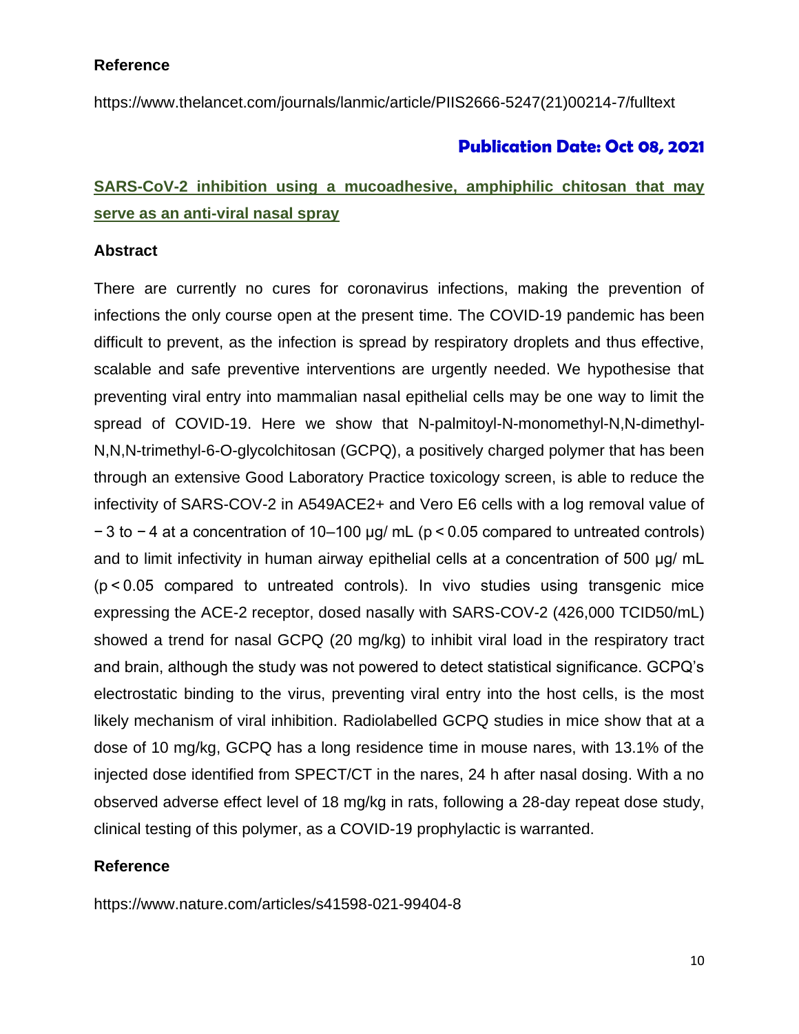### Reference

https://www.thelancet.com/journals/lanmic/article/PIIS2666-5247(21)00214-7/fulltext

**Publication Date: Oct 08, 2021**

## SARS-CoV-2 inhibition using a mucoadhesive, amphiphilic chitosan that may serve as an anti-viral nasal spray

### Abstract

There are currently no cures for coronavirus infections, making the prevention of infections the only course open at the present time. The COVID-19 pandemic has been difficult to prevent, as the infection is spread by respiratory droplets and thus effective, scalable and safe preventive interventions are urgently needed. We hypothesise that preventing viral entry into mammalian nasal epithelial cells may be one way to limit the spread of COVID-19. Here we show that N-palmitoyl-N-monomethyl-N,N-dimethyl-N,N,N-trimethyl-6-O-glycolchitosan (GCPQ), a positively charged polymer that has been through an extensive Good Laboratory Practice toxicology screen, is able to reduce the infectivity of SARS-COV-2 in A549ACE2+ and Vero E6 cells with a log removal value of − 3 to − 4 at a concentration of 10–100 μg/ mL ($p < 0.05$ compared to untreated controls) and to limit infectivity in human airway epithelial cells at a concentration of 500 μg/ mL ($p < 0.05$ compared to untreated controls). In vivo studies using transgenic mice expressing the ACE-2 receptor, dosed nasally with SARS-COV-2 (426,000 TCID50/mL) showed a trend for nasal GCPQ (20 mg/kg) to inhibit viral load in the respiratory tract and brain, although the study was not powered to detect statistical significance. GCPQ's electrostatic binding to the virus, preventing viral entry into the host cells, is the most likely mechanism of viral inhibition. Radiolabelled GCPQ studies in mice show that at a dose of 10 mg/kg, GCPQ has a long residence time in mouse nares, with 13.1% of the injected dose identified from SPECT/CT in the nares, 24 h after nasal dosing. With a no observed adverse effect level of 18 mg/kg in rats, following a 28-day repeat dose study, clinical testing of this polymer, as a COVID-19 prophylactic is warranted.

### Reference

https://www.nature.com/articles/s41598-021-99404-8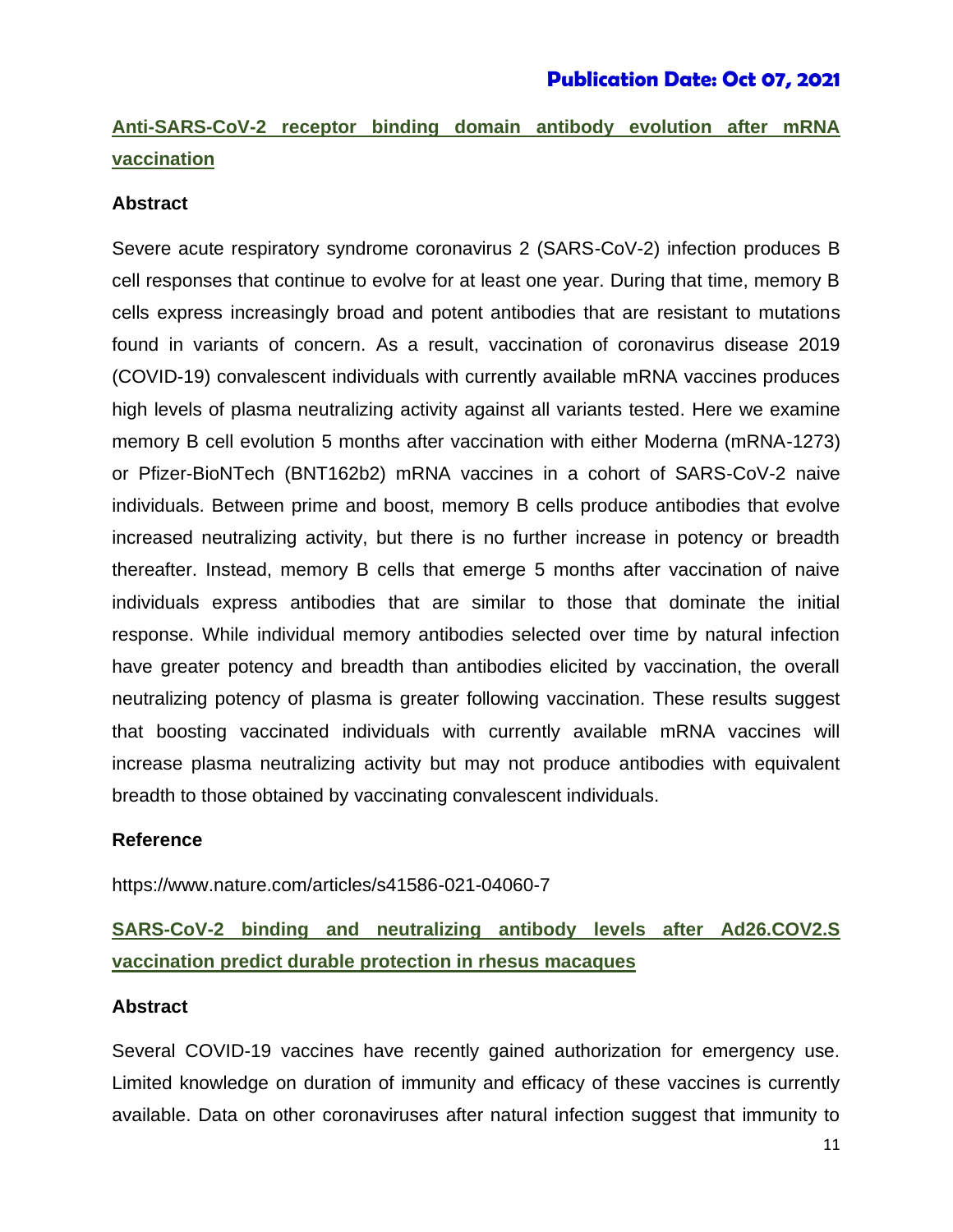**Publication Date: Oct 07, 2021**

## Anti-SARS-CoV-2 receptor binding domain antibody evolution after mRNA vaccination

### Abstract

Severe acute respiratory syndrome coronavirus 2 (SARS-CoV-2) infection produces B cell responses that continue to evolve for at least one year. During that time, memory B cells express increasingly broad and potent antibodies that are resistant to mutations found in variants of concern. As a result, vaccination of coronavirus disease 2019 (COVID-19) convalescent individuals with currently available mRNA vaccines produces high levels of plasma neutralizing activity against all variants tested. Here we examine memory B cell evolution 5 months after vaccination with either Moderna (mRNA-1273) or Pfizer-BioNTech (BNT162b2) mRNA vaccines in a cohort of SARS-CoV-2 naive individuals. Between prime and boost, memory B cells produce antibodies that evolve increased neutralizing activity, but there is no further increase in potency or breadth thereafter. Instead, memory B cells that emerge 5 months after vaccination of naive individuals express antibodies that are similar to those that dominate the initial response. While individual memory antibodies selected over time by natural infection have greater potency and breadth than antibodies elicited by vaccination, the overall neutralizing potency of plasma is greater following vaccination. These results suggest that boosting vaccinated individuals with currently available mRNA vaccines will increase plasma neutralizing activity but may not produce antibodies with equivalent breadth to those obtained by vaccinating convalescent individuals.

### Reference

https://www.nature.com/articles/s41586-021-04060-7

## SARS-CoV-2 binding and neutralizing antibody levels after Ad26.COV2.S vaccination predict durable protection in rhesus macaques

### Abstract

Several COVID-19 vaccines have recently gained authorization for emergency use. Limited knowledge on duration of immunity and efficacy of these vaccines is currently available. Data on other coronaviruses after natural infection suggest that immunity to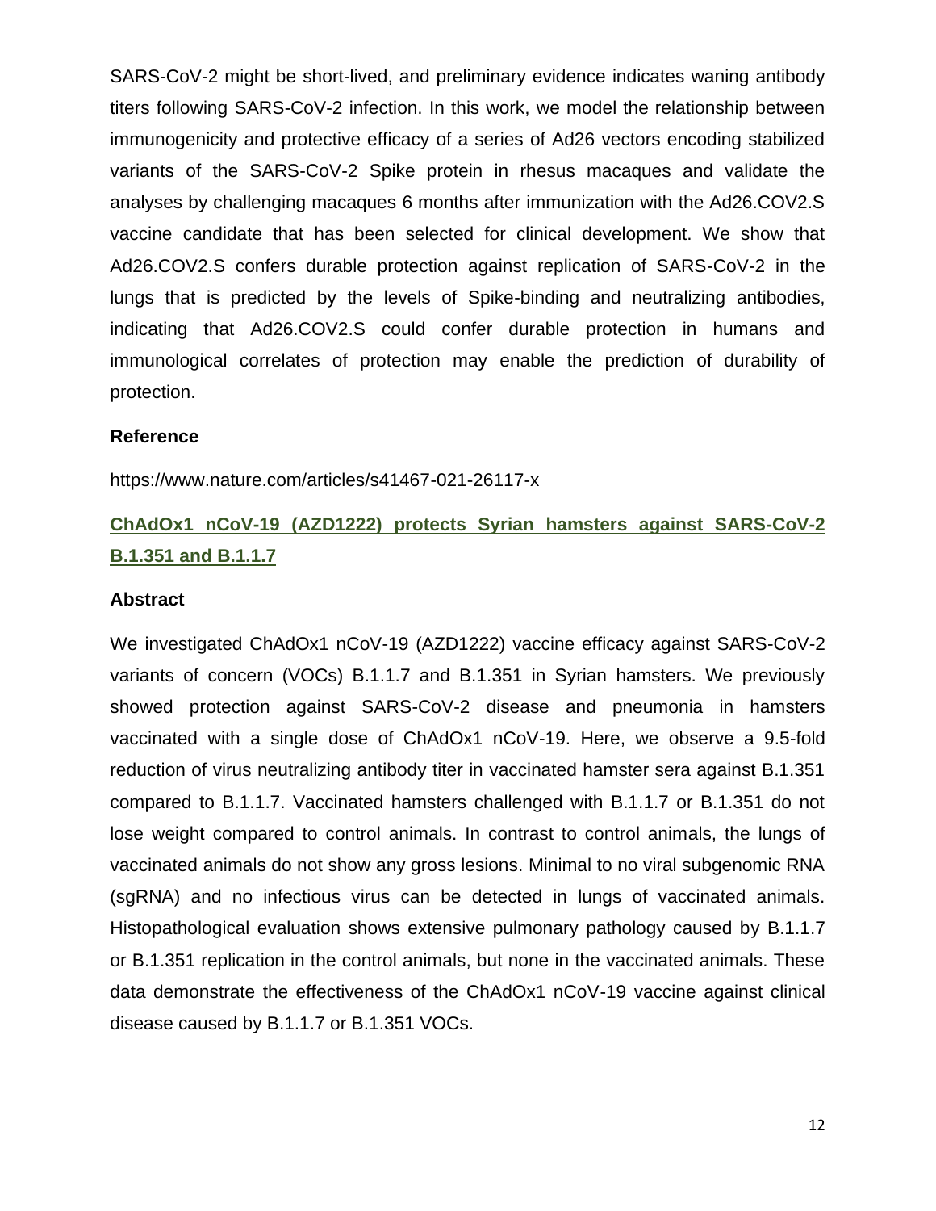SARS-CoV-2 might be short-lived, and preliminary evidence indicates waning antibody titers following SARS-CoV-2 infection. In this work, we model the relationship between immunogenicity and protective efficacy of a series of Ad26 vectors encoding stabilized variants of the SARS-CoV-2 Spike protein in rhesus macaques and validate the analyses by challenging macaques 6 months after immunization with the Ad26.COV2.S vaccine candidate that has been selected for clinical development. We show that Ad26.COV2.S confers durable protection against replication of SARS-CoV-2 in the lungs that is predicted by the levels of Spike-binding and neutralizing antibodies, indicating that Ad26.COV2.S could confer durable protection in humans and immunological correlates of protection may enable the prediction of durability of protection.

**Reference**

https://www.nature.com/articles/s41467-021-26117-x

## ChAdOx1 nCoV-19 (AZD1222) protects Syrian hamsters against SARS-CoV-2 B.1.351 and B.1.1.7

**Abstract**

We investigated ChAdOx1 nCoV-19 (AZD1222) vaccine efficacy against SARS-CoV-2 variants of concern (VOCs) B.1.1.7 and B.1.351 in Syrian hamsters. We previously showed protection against SARS-CoV-2 disease and pneumonia in hamsters vaccinated with a single dose of ChAdOx1 nCoV-19. Here, we observe a 9.5-fold reduction of virus neutralizing antibody titer in vaccinated hamster sera against B.1.351 compared to B.1.1.7. Vaccinated hamsters challenged with B.1.1.7 or B.1.351 do not lose weight compared to control animals. In contrast to control animals, the lungs of vaccinated animals do not show any gross lesions. Minimal to no viral subgenomic RNA (sgRNA) and no infectious virus can be detected in lungs of vaccinated animals. Histopathological evaluation shows extensive pulmonary pathology caused by B.1.1.7 or B.1.351 replication in the control animals, but none in the vaccinated animals. These data demonstrate the effectiveness of the ChAdOx1 nCoV-19 vaccine against clinical disease caused by B.1.1.7 or B.1.351 VOCs.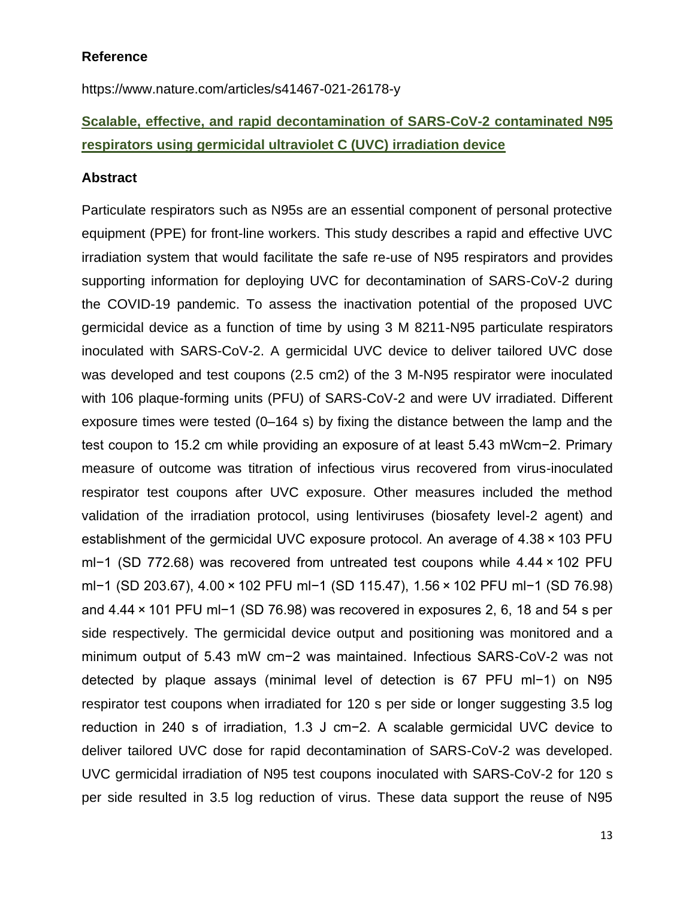**Reference**

https://www.nature.com/articles/s41467-021-26178-y

**Scalable, effective, and rapid decontamination of SARS-CoV-2 contaminated N95 respirators using germicidal ultraviolet C (UVC) irradiation device**

**Abstract**

Particulate respirators such as N95s are an essential component of personal protective equipment (PPE) for front-line workers. This study describes a rapid and effective UVC irradiation system that would facilitate the safe re-use of N95 respirators and provides supporting information for deploying UVC for decontamination of SARS-CoV-2 during the COVID-19 pandemic. To assess the inactivation potential of the proposed UVC germicidal device as a function of time by using 3 M 8211-N95 particulate respirators inoculated with SARS-CoV-2. A germicidal UVC device to deliver tailored UVC dose was developed and test coupons (2.5 cm2) of the 3 M-N95 respirator were inoculated with 106 plaque-forming units (PFU) of SARS-CoV-2 and were UV irradiated. Different exposure times were tested (0–164 s) by fixing the distance between the lamp and the test coupon to 15.2 cm while providing an exposure of at least 5.43 mWcm−2. Primary measure of outcome was titration of infectious virus recovered from virus-inoculated respirator test coupons after UVC exposure. Other measures included the method validation of the irradiation protocol, using lentiviruses (biosafety level-2 agent) and establishment of the germicidal UVC exposure protocol. An average of 4.38 × 103 PFU ml−1 (SD 772.68) was recovered from untreated test coupons while 4.44 × 102 PFU ml−1 (SD 203.67), 4.00 × 102 PFU ml−1 (SD 115.47), 1.56 × 102 PFU ml−1 (SD 76.98) and 4.44 × 101 PFU ml−1 (SD 76.98) was recovered in exposures 2, 6, 18 and 54 s per side respectively. The germicidal device output and positioning was monitored and a minimum output of 5.43 mW cm−2 was maintained. Infectious SARS-CoV-2 was not detected by plaque assays (minimal level of detection is 67 PFU ml−1) on N95 respirator test coupons when irradiated for 120 s per side or longer suggesting 3.5 log reduction in 240 s of irradiation, 1.3 J cm−2. A scalable germicidal UVC device to deliver tailored UVC dose for rapid decontamination of SARS-CoV-2 was developed. UVC germicidal irradiation of N95 test coupons inoculated with SARS-CoV-2 for 120 s per side resulted in 3.5 log reduction of virus. These data support the reuse of N95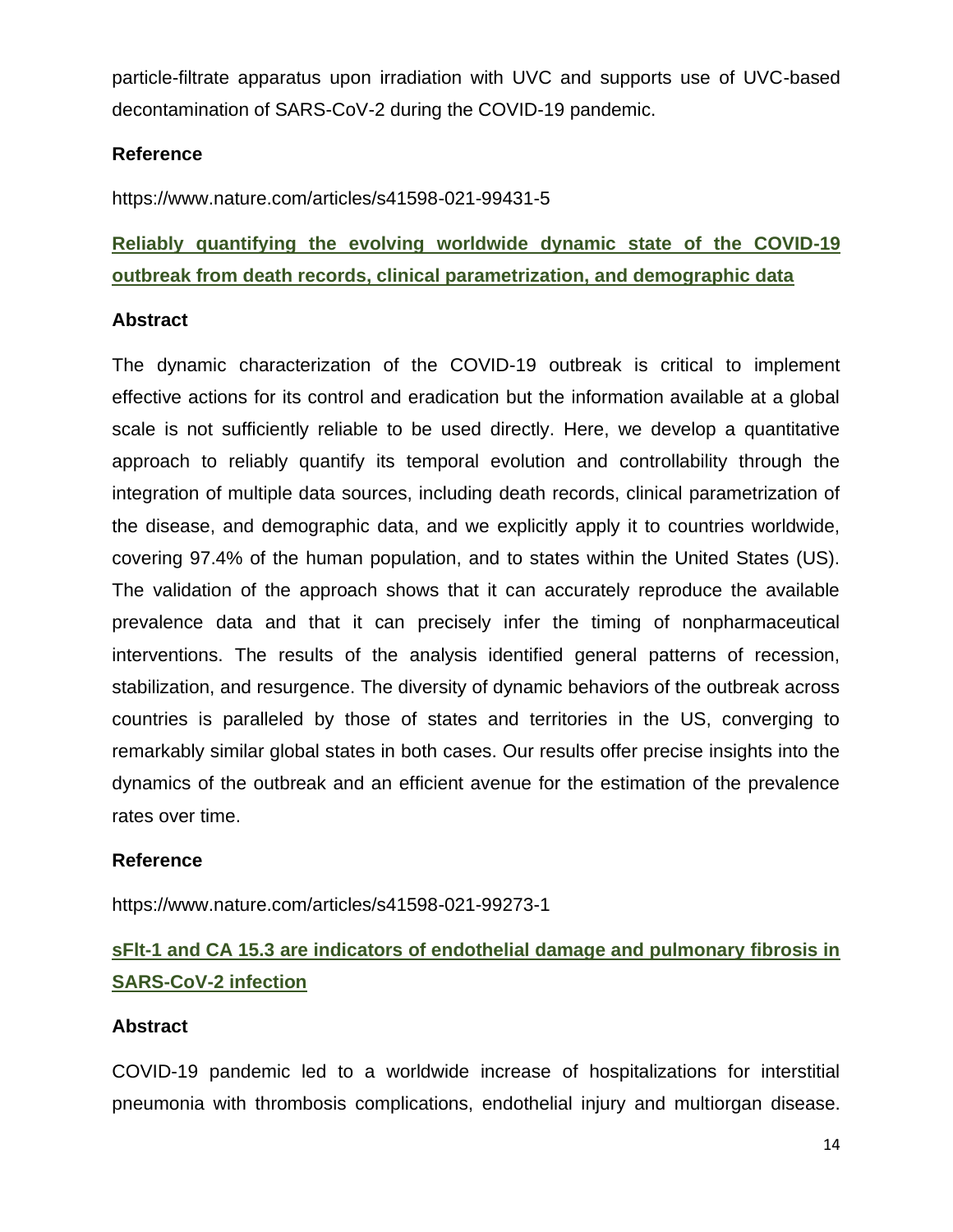particle-filtrate apparatus upon irradiation with UVC and supports use of UVC-based decontamination of SARS-CoV-2 during the COVID-19 pandemic.

**Reference**

https://www.nature.com/articles/s41598-021-99431-5

## Reliably quantifying the evolving worldwide dynamic state of the COVID-19 outbreak from death records, clinical parametrization, and demographic data

**Abstract**

The dynamic characterization of the COVID-19 outbreak is critical to implement effective actions for its control and eradication but the information available at a global scale is not sufficiently reliable to be used directly. Here, we develop a quantitative approach to reliably quantify its temporal evolution and controllability through the integration of multiple data sources, including death records, clinical parametrization of the disease, and demographic data, and we explicitly apply it to countries worldwide, covering 97.4% of the human population, and to states within the United States (US). The validation of the approach shows that it can accurately reproduce the available prevalence data and that it can precisely infer the timing of nonpharmaceutical interventions. The results of the analysis identified general patterns of recession, stabilization, and resurgence. The diversity of dynamic behaviors of the outbreak across countries is paralleled by those of states and territories in the US, converging to remarkably similar global states in both cases. Our results offer precise insights into the dynamics of the outbreak and an efficient avenue for the estimation of the prevalence rates over time.

**Reference**

https://www.nature.com/articles/s41598-021-99273-1

## sFlt-1 and CA 15.3 are indicators of endothelial damage and pulmonary fibrosis in SARS-CoV-2 infection

**Abstract**

COVID-19 pandemic led to a worldwide increase of hospitalizations for interstitial pneumonia with thrombosis complications, endothelial injury and multiorgan disease.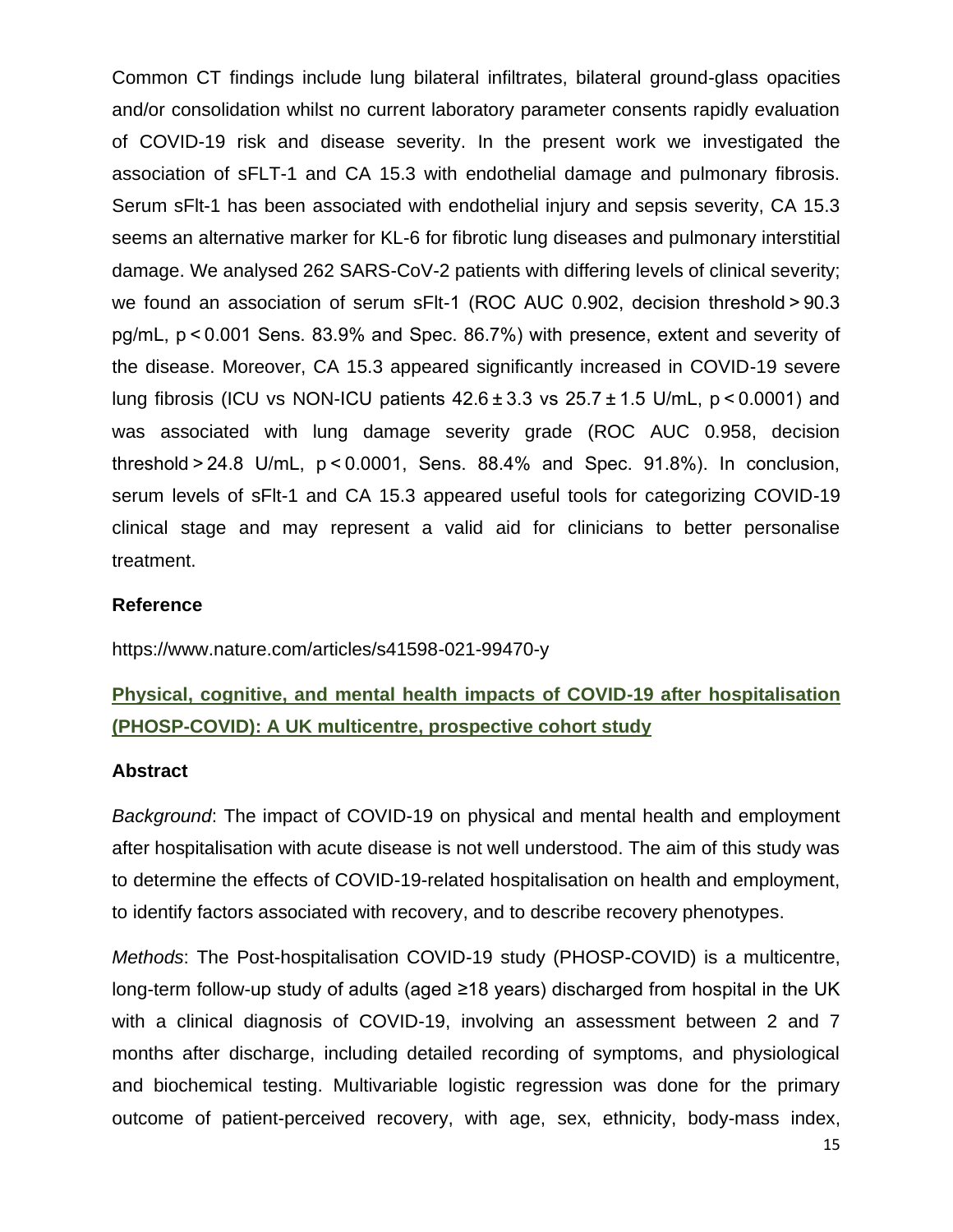Common CT findings include lung bilateral infiltrates, bilateral ground-glass opacities and/or consolidation whilst no current laboratory parameter consents rapidly evaluation of COVID-19 risk and disease severity. In the present work we investigated the association of sFLT-1 and CA 15.3 with endothelial damage and pulmonary fibrosis. Serum sFlt-1 has been associated with endothelial injury and sepsis severity, CA 15.3 seems an alternative marker for KL-6 for fibrotic lung diseases and pulmonary interstitial damage. We analysed 262 SARS-CoV-2 patients with differing levels of clinical severity; we found an association of serum sFlt-1 (ROC AUC 0.902, decision threshold > 90.3 pg/mL, $p < 0.001$ Sens. 83.9% and Spec. 86.7%) with presence, extent and severity of the disease. Moreover, CA 15.3 appeared significantly increased in COVID-19 severe lung fibrosis (ICU vs NON-ICU patients $42.6 \pm 3.3$ vs $25.7 \pm 1.5$ U/mL, $p < 0.0001$) and was associated with lung damage severity grade (ROC AUC 0.958, decision threshold > 24.8 U/mL, $p < 0.0001$, Sens. 88.4% and Spec. 91.8%). In conclusion, serum levels of sFlt-1 and CA 15.3 appeared useful tools for categorizing COVID-19 clinical stage and may represent a valid aid for clinicians to better personalise treatment.

### Reference

https://www.nature.com/articles/s41598-021-99470-y

## Physical, cognitive, and mental health impacts of COVID-19 after hospitalisation (PHOSP-COVID): A UK multicentre, prospective cohort study

### Abstract

*Background*: The impact of COVID-19 on physical and mental health and employment after hospitalisation with acute disease is not well understood. The aim of this study was to determine the effects of COVID-19-related hospitalisation on health and employment, to identify factors associated with recovery, and to describe recovery phenotypes.

*Methods*: The Post-hospitalisation COVID-19 study (PHOSP-COVID) is a multicentre, long-term follow-up study of adults (aged ≥18 years) discharged from hospital in the UK with a clinical diagnosis of COVID-19, involving an assessment between 2 and 7 months after discharge, including detailed recording of symptoms, and physiological and biochemical testing. Multivariable logistic regression was done for the primary outcome of patient-perceived recovery, with age, sex, ethnicity, body-mass index,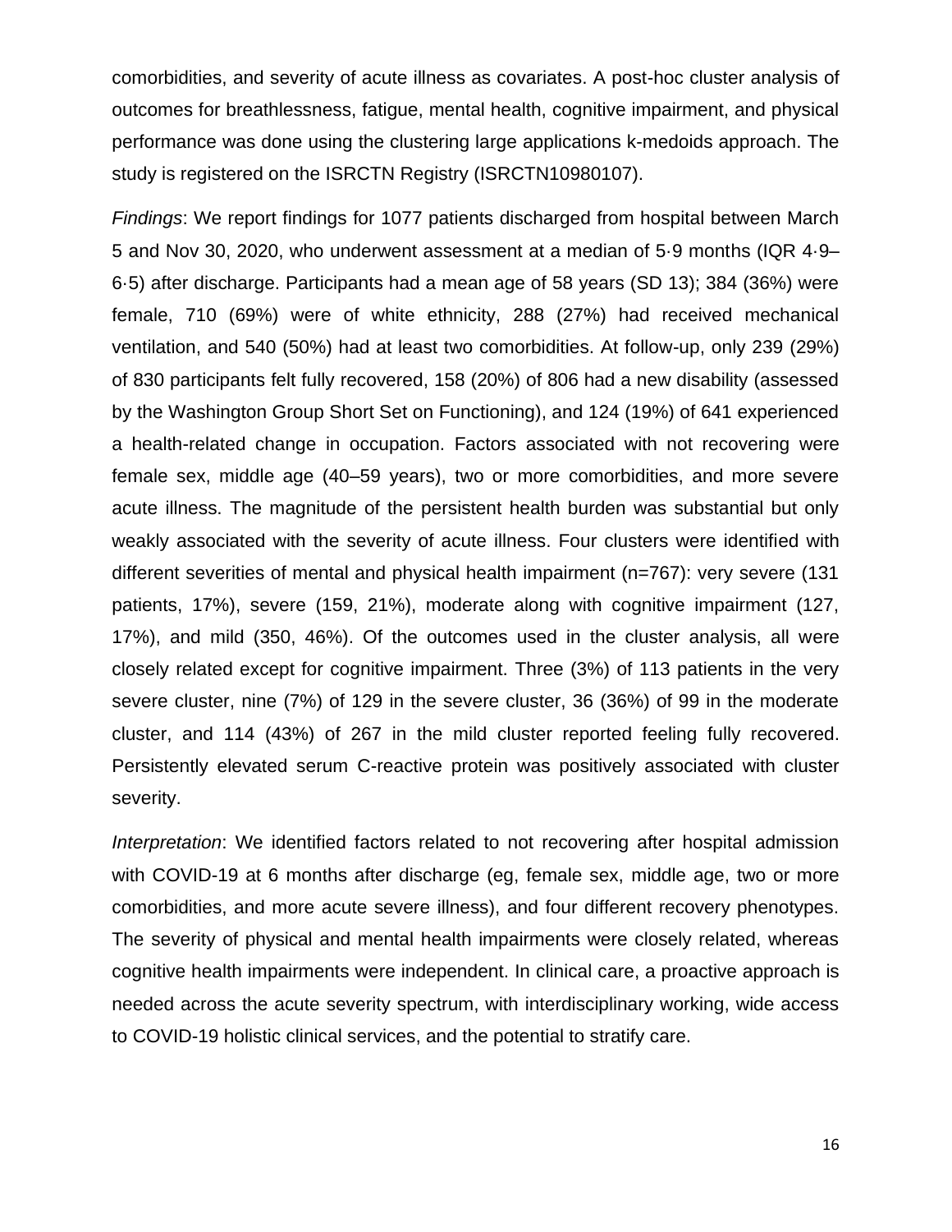comorbidities, and severity of acute illness as covariates. A post-hoc cluster analysis of outcomes for breathlessness, fatigue, mental health, cognitive impairment, and physical performance was done using the clustering large applications k-medoids approach. The study is registered on the ISRCTN Registry (ISRCTN10980107).

*Findings*: We report findings for 1077 patients discharged from hospital between March 5 and Nov 30, 2020, who underwent assessment at a median of 5·9 months (IQR 4·9–6·5) after discharge. Participants had a mean age of 58 years (SD 13); 384 (36%) were female, 710 (69%) were of white ethnicity, 288 (27%) had received mechanical ventilation, and 540 (50%) had at least two comorbidities. At follow-up, only 239 (29%) of 830 participants felt fully recovered, 158 (20%) of 806 had a new disability (assessed by the Washington Group Short Set on Functioning), and 124 (19%) of 641 experienced a health-related change in occupation. Factors associated with not recovering were female sex, middle age (40–59 years), two or more comorbidities, and more severe acute illness. The magnitude of the persistent health burden was substantial but only weakly associated with the severity of acute illness. Four clusters were identified with different severities of mental and physical health impairment (n=767): very severe (131 patients, 17%), severe (159, 21%), moderate along with cognitive impairment (127, 17%), and mild (350, 46%). Of the outcomes used in the cluster analysis, all were closely related except for cognitive impairment. Three (3%) of 113 patients in the very severe cluster, nine (7%) of 129 in the severe cluster, 36 (36%) of 99 in the moderate cluster, and 114 (43%) of 267 in the mild cluster reported feeling fully recovered. Persistently elevated serum C-reactive protein was positively associated with cluster severity.

*Interpretation*: We identified factors related to not recovering after hospital admission with COVID-19 at 6 months after discharge (eg, female sex, middle age, two or more comorbidities, and more acute severe illness), and four different recovery phenotypes. The severity of physical and mental health impairments were closely related, whereas cognitive health impairments were independent. In clinical care, a proactive approach is needed across the acute severity spectrum, with interdisciplinary working, wide access to COVID-19 holistic clinical services, and the potential to stratify care.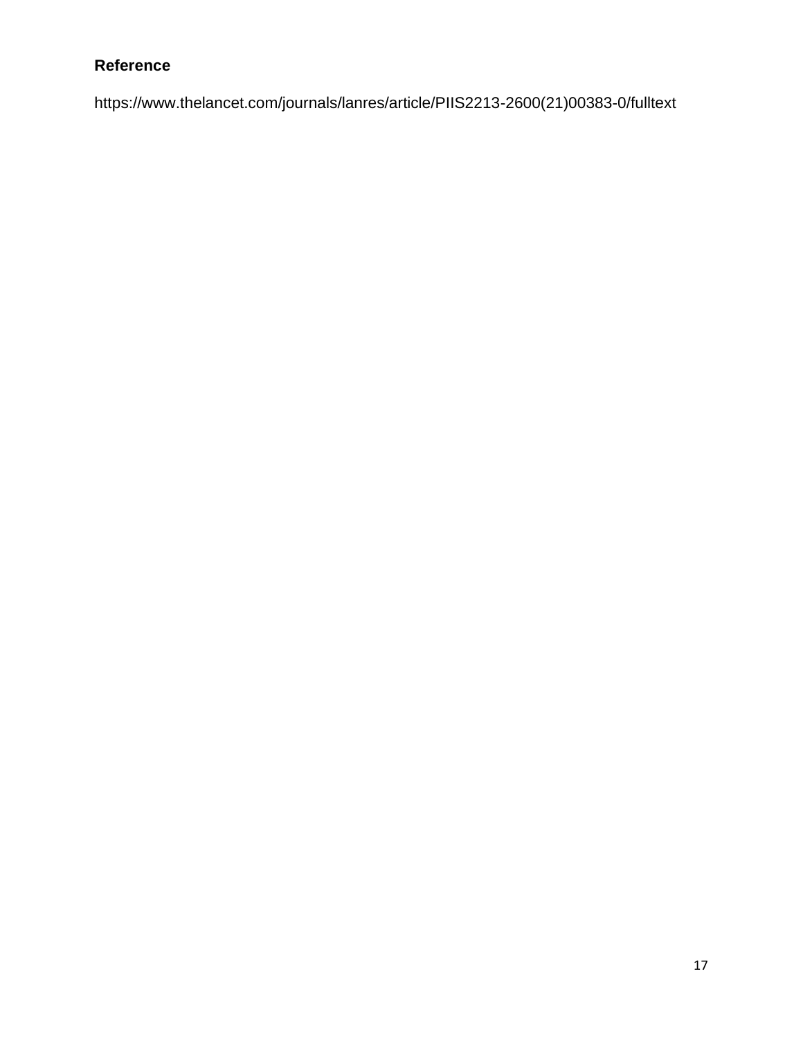**Reference**

https://www.thelancet.com/journals/lanres/article/PIIS2213-2600(21)00383-0/fulltext